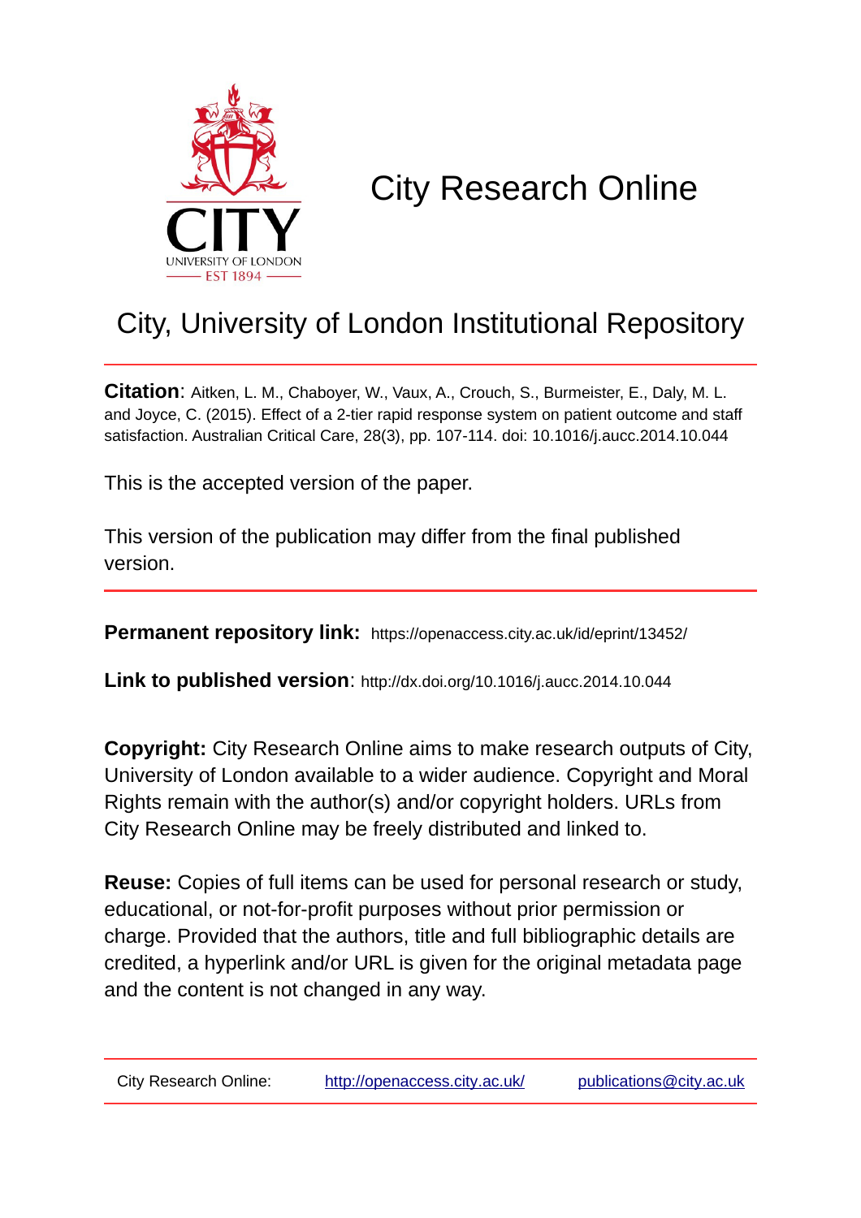# City Research Online

## City, University of London Institutional Repository

**Citation**: Aitken, L. M., Chaboyer, W., Vaux, A., Crouch, S., Burmeister, E., Daly, M. L. and Joyce, C. (2015). Effect of a 2-tier rapid response system on patient outcome and staff satisfaction. Australian Critical Care, 28(3), pp. 107-114. doi: 10.1016/j.aucc.2014.10.044

This is the accepted version of the paper.

This version of the publication may differ from the final published version.

**Permanent repository link:** https://openaccess.city.ac.uk/id/eprint/13452/

**Link to published version**: http://dx.doi.org/10.1016/j.aucc.2014.10.044

**Copyright:** City Research Online aims to make research outputs of City, University of London available to a wider audience. Copyright and Moral Rights remain with the author(s) and/or copyright holders. URLs from City Research Online may be freely distributed and linked to.

**Reuse:** Copies of full items can be used for personal research or study, educational, or not-for-profit purposes without prior permission or charge. Provided that the authors, title and full bibliographic details are credited, a hyperlink and/or URL is given for the original metadata page and the content is not changed in any way.

City Research Online: http://openaccess.city.ac.uk/ publications@city.ac.uk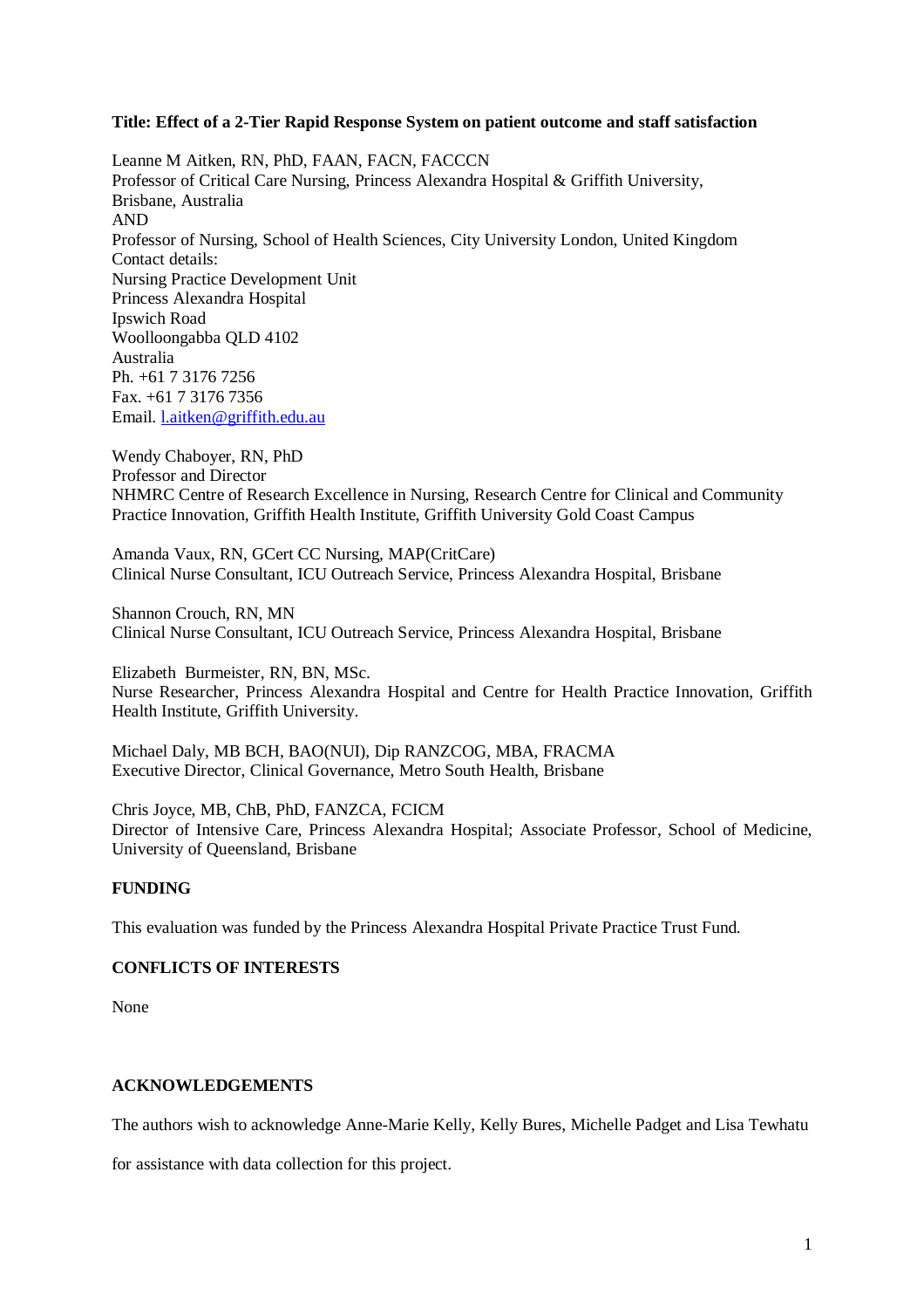**Title: Effect of a 2-Tier Rapid Response System on patient outcome and staff satisfaction**

Leanne M Aitken, RN, PhD, FAAN, FACN, FACCCN
Professor of Critical Care Nursing, Princess Alexandra Hospital & Griffith University, Brisbane, Australia
AND
Professor of Nursing, School of Health Sciences, City University London, United Kingdom
Contact details:
Nursing Practice Development Unit
Princess Alexandra Hospital
Ipswich Road
Woolloongabba QLD 4102
Australia
Ph. +61 7 3176 7256
Fax. +61 7 3176 7356
Email. l.aitken@griffith.edu.au

Wendy Chaboyer, RN, PhD
Professor and Director
NHMRC Centre of Research Excellence in Nursing, Research Centre for Clinical and Community Practice Innovation, Griffith Health Institute, Griffith University Gold Coast Campus

Amanda Vaux, RN, GCert CC Nursing, MAP(CritCare)
Clinical Nurse Consultant, ICU Outreach Service, Princess Alexandra Hospital, Brisbane

Shannon Crouch, RN, MN
Clinical Nurse Consultant, ICU Outreach Service, Princess Alexandra Hospital, Brisbane

Elizabeth Burmeister, RN, BN, MSc.
Nurse Researcher, Princess Alexandra Hospital and Centre for Health Practice Innovation, Griffith Health Institute, Griffith University.

Michael Daly, MB BCH, BAO(NUI), Dip RANZCOG, MBA, FRACMA
Executive Director, Clinical Governance, Metro South Health, Brisbane

Chris Joyce, MB, ChB, PhD, FANZCA, FCICM
Director of Intensive Care, Princess Alexandra Hospital; Associate Professor, School of Medicine, University of Queensland, Brisbane

**FUNDING**

This evaluation was funded by the Princess Alexandra Hospital Private Practice Trust Fund.

**CONFLICTS OF INTERESTS**

None

**ACKNOWLEDGEMENTS**

The authors wish to acknowledge Anne-Marie Kelly, Kelly Bures, Michelle Padget and Lisa Tewhatu for assistance with data collection for this project.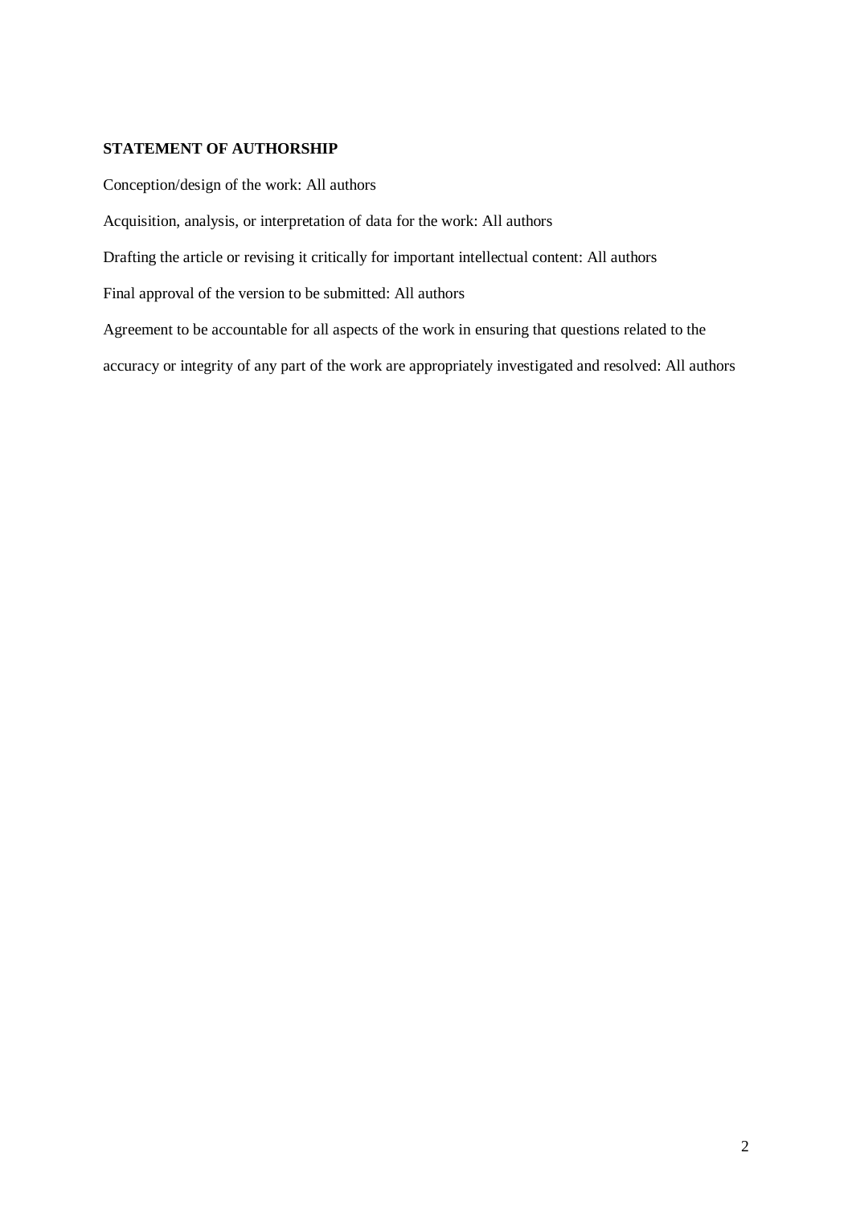**STATEMENT OF AUTHORSHIP**

Conception/design of the work: All authors

Acquisition, analysis, or interpretation of data for the work: All authors

Drafting the article or revising it critically for important intellectual content: All authors

Final approval of the version to be submitted: All authors

Agreement to be accountable for all aspects of the work in ensuring that questions related to the accuracy or integrity of any part of the work are appropriately investigated and resolved: All authors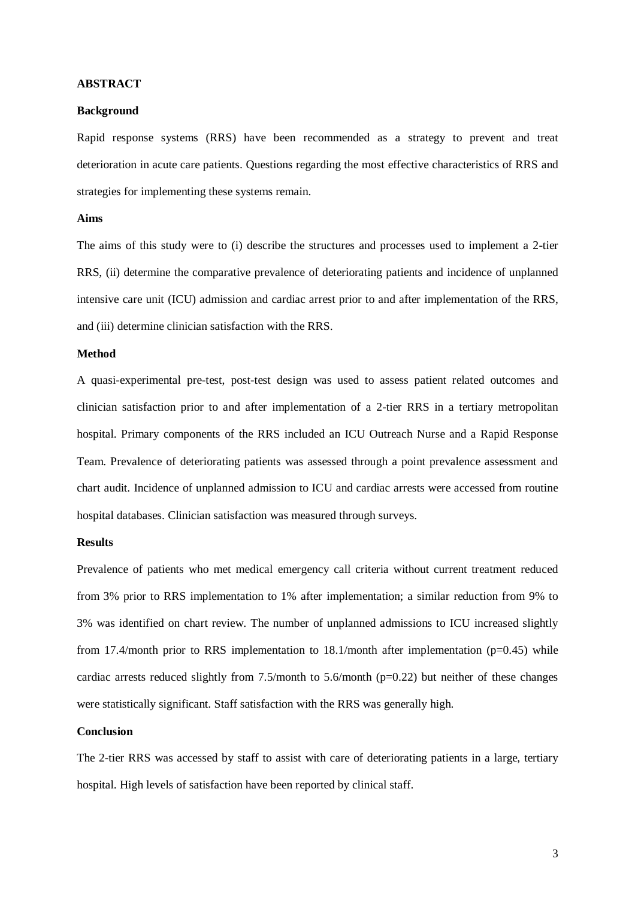## ABSTRACT

### Background

Rapid response systems (RRS) have been recommended as a strategy to prevent and treat deterioration in acute care patients. Questions regarding the most effective characteristics of RRS and strategies for implementing these systems remain.

### Aims

The aims of this study were to (i) describe the structures and processes used to implement a 2-tier RRS, (ii) determine the comparative prevalence of deteriorating patients and incidence of unplanned intensive care unit (ICU) admission and cardiac arrest prior to and after implementation of the RRS, and (iii) determine clinician satisfaction with the RRS.

### Method

A quasi-experimental pre-test, post-test design was used to assess patient related outcomes and clinician satisfaction prior to and after implementation of a 2-tier RRS in a tertiary metropolitan hospital. Primary components of the RRS included an ICU Outreach Nurse and a Rapid Response Team. Prevalence of deteriorating patients was assessed through a point prevalence assessment and chart audit. Incidence of unplanned admission to ICU and cardiac arrests were accessed from routine hospital databases. Clinician satisfaction was measured through surveys.

### Results

Prevalence of patients who met medical emergency call criteria without current treatment reduced from 3% prior to RRS implementation to 1% after implementation; a similar reduction from 9% to 3% was identified on chart review. The number of unplanned admissions to ICU increased slightly from 17.4/month prior to RRS implementation to 18.1/month after implementation ($p=0.45$) while cardiac arrests reduced slightly from 7.5/month to 5.6/month ($p=0.22$) but neither of these changes were statistically significant. Staff satisfaction with the RRS was generally high.

### Conclusion

The 2-tier RRS was accessed by staff to assist with care of deteriorating patients in a large, tertiary hospital. High levels of satisfaction have been reported by clinical staff.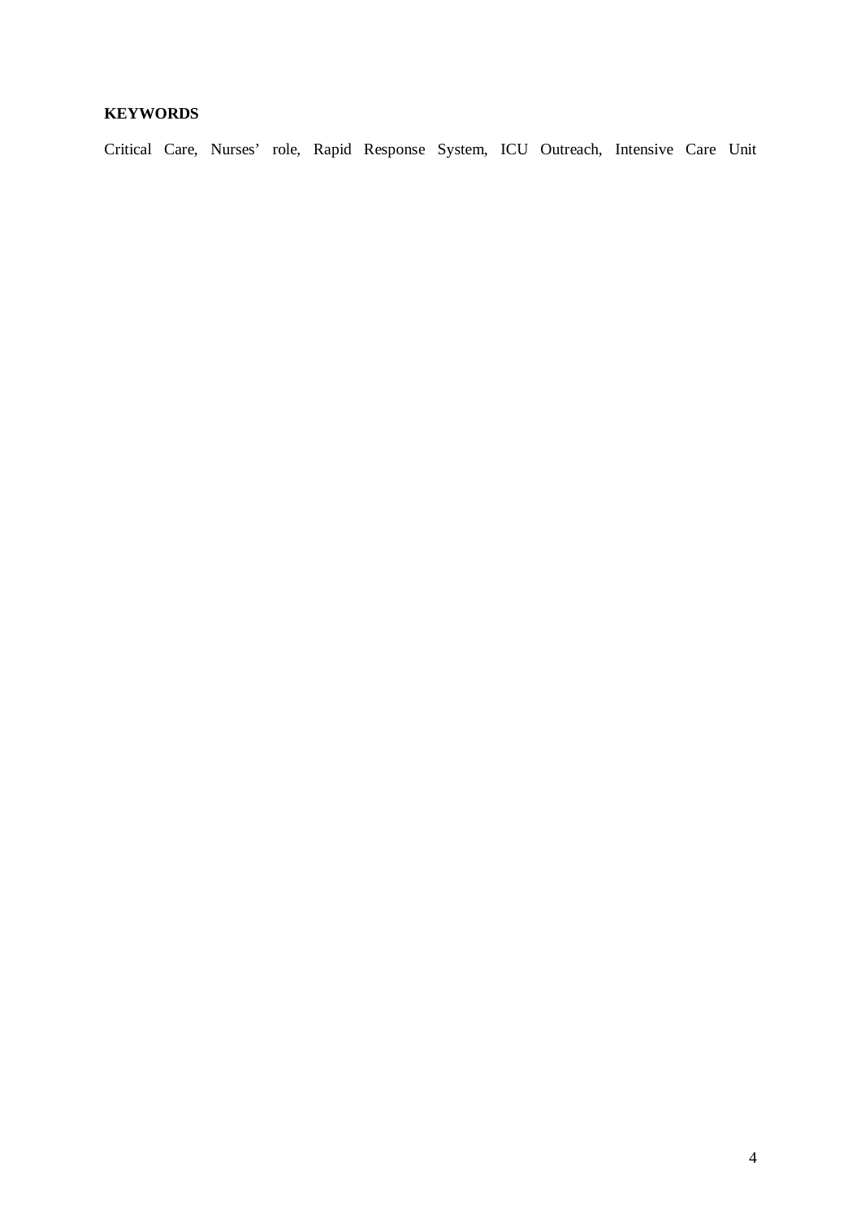**KEYWORDS**

Critical Care, Nurses' role, Rapid Response System, ICU Outreach, Intensive Care Unit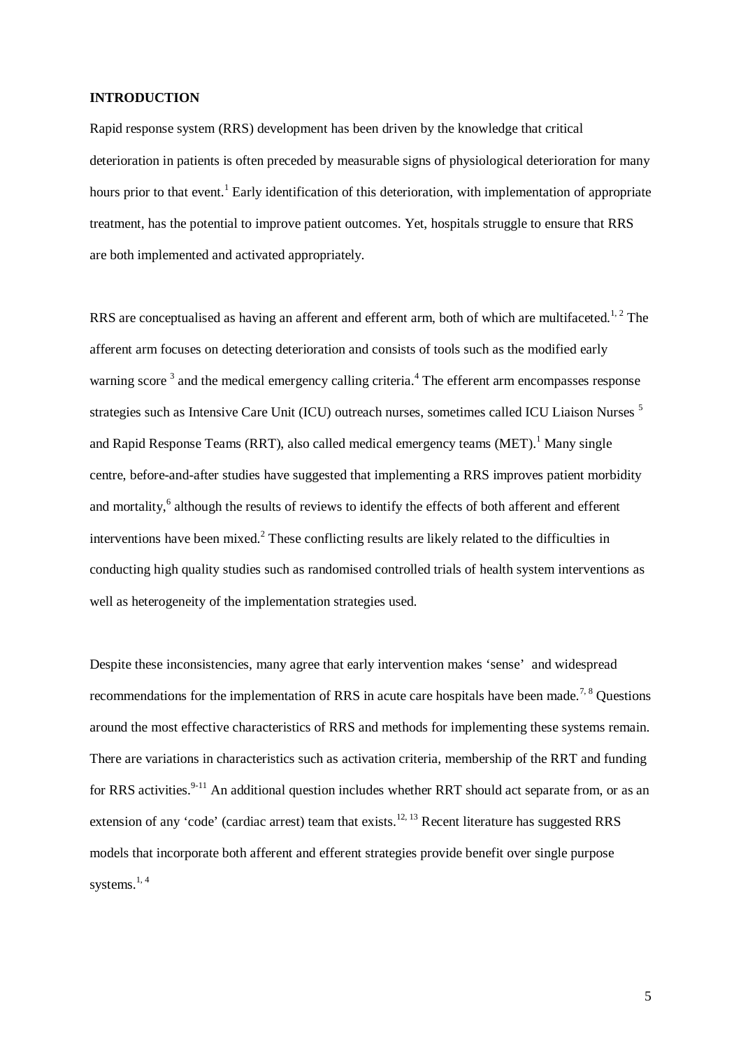## INTRODUCTION

Rapid response system (RRS) development has been driven by the knowledge that critical deterioration in patients is often preceded by measurable signs of physiological deterioration for many hours prior to that event.[1] Early identification of this deterioration, with implementation of appropriate treatment, has the potential to improve patient outcomes. Yet, hospitals struggle to ensure that RRS are both implemented and activated appropriately.

RRS are conceptualised as having an afferent and efferent arm, both of which are multifaceted.[1, 2] The afferent arm focuses on detecting deterioration and consists of tools such as the modified early warning score [3] and the medical emergency calling criteria.[4] The efferent arm encompasses response strategies such as Intensive Care Unit (ICU) outreach nurses, sometimes called ICU Liaison Nurses [5] and Rapid Response Teams (RRT), also called medical emergency teams (MET).[1] Many single centre, before-and-after studies have suggested that implementing a RRS improves patient morbidity and mortality,[6] although the results of reviews to identify the effects of both afferent and efferent interventions have been mixed.[2] These conflicting results are likely related to the difficulties in conducting high quality studies such as randomised controlled trials of health system interventions as well as heterogeneity of the implementation strategies used.

Despite these inconsistencies, many agree that early intervention makes 'sense' and widespread recommendations for the implementation of RRS in acute care hospitals have been made.[7, 8] Questions around the most effective characteristics of RRS and methods for implementing these systems remain. There are variations in characteristics such as activation criteria, membership of the RRT and funding for RRS activities.[9-11] An additional question includes whether RRT should act separate from, or as an extension of any 'code' (cardiac arrest) team that exists.[12, 13] Recent literature has suggested RRS models that incorporate both afferent and efferent strategies provide benefit over single purpose systems.[1, 4]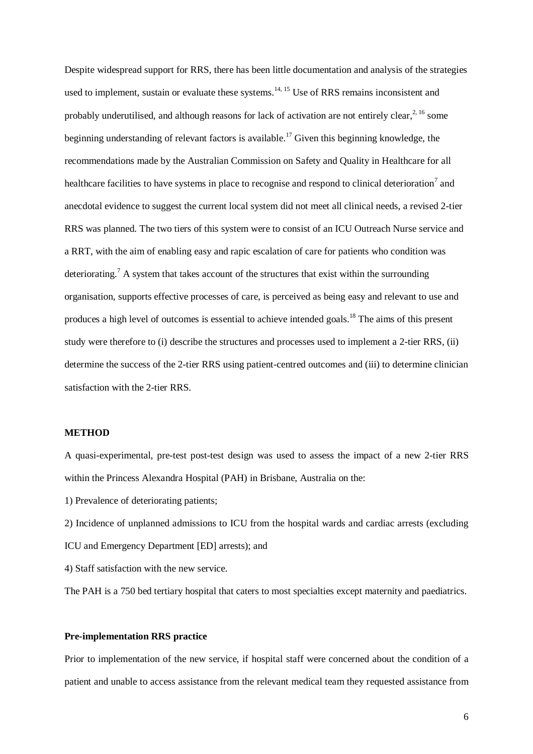Despite widespread support for RRS, there has been little documentation and analysis of the strategies used to implement, sustain or evaluate these systems.[14, 15] Use of RRS remains inconsistent and probably underutilised, and although reasons for lack of activation are not entirely clear,[2, 16] some beginning understanding of relevant factors is available.[17] Given this beginning knowledge, the recommendations made by the Australian Commission on Safety and Quality in Healthcare for all healthcare facilities to have systems in place to recognise and respond to clinical deterioration[7] and anecdotal evidence to suggest the current local system did not meet all clinical needs, a revised 2-tier RRS was planned. The two tiers of this system were to consist of an ICU Outreach Nurse service and a RRT, with the aim of enabling easy and rapic escalation of care for patients who condition was deteriorating.[7] A system that takes account of the structures that exist within the surrounding organisation, supports effective processes of care, is perceived as being easy and relevant to use and produces a high level of outcomes is essential to achieve intended goals.[18] The aims of this present study were therefore to (i) describe the structures and processes used to implement a 2-tier RRS, (ii) determine the success of the 2-tier RRS using patient-centred outcomes and (iii) to determine clinician satisfaction with the 2-tier RRS.

## METHOD

A quasi-experimental, pre-test post-test design was used to assess the impact of a new 2-tier RRS within the Princess Alexandra Hospital (PAH) in Brisbane, Australia on the:

1) Prevalence of deteriorating patients;

2) Incidence of unplanned admissions to ICU from the hospital wards and cardiac arrests (excluding ICU and Emergency Department [ED] arrests); and

4) Staff satisfaction with the new service.

The PAH is a 750 bed tertiary hospital that caters to most specialties except maternity and paediatrics.

### Pre-implementation RRS practice

Prior to implementation of the new service, if hospital staff were concerned about the condition of a patient and unable to access assistance from the relevant medical team they requested assistance from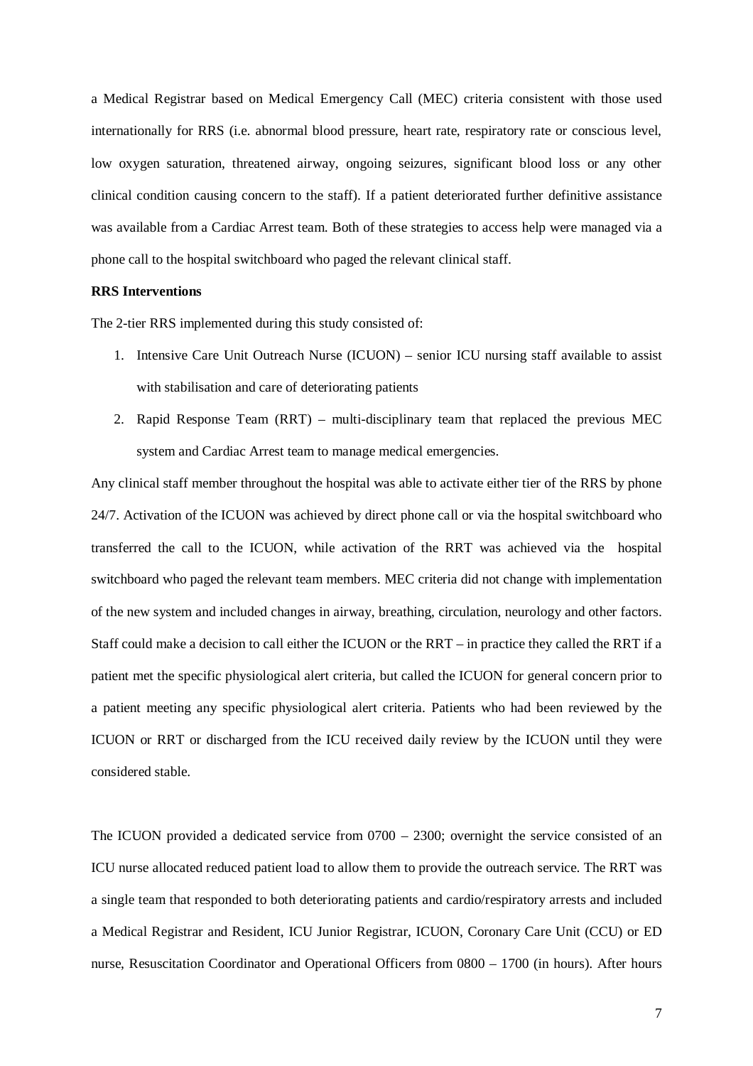a Medical Registrar based on Medical Emergency Call (MEC) criteria consistent with those used internationally for RRS (i.e. abnormal blood pressure, heart rate, respiratory rate or conscious level, low oxygen saturation, threatened airway, ongoing seizures, significant blood loss or any other clinical condition causing concern to the staff). If a patient deteriorated further definitive assistance was available from a Cardiac Arrest team. Both of these strategies to access help were managed via a phone call to the hospital switchboard who paged the relevant clinical staff.

**RRS Interventions**

The 2-tier RRS implemented during this study consisted of:

1. Intensive Care Unit Outreach Nurse (ICUON) – senior ICU nursing staff available to assist with stabilisation and care of deteriorating patients
2. Rapid Response Team (RRT) – multi-disciplinary team that replaced the previous MEC system and Cardiac Arrest team to manage medical emergencies.

Any clinical staff member throughout the hospital was able to activate either tier of the RRS by phone 24/7. Activation of the ICUON was achieved by direct phone call or via the hospital switchboard who transferred the call to the ICUON, while activation of the RRT was achieved via the hospital switchboard who paged the relevant team members. MEC criteria did not change with implementation of the new system and included changes in airway, breathing, circulation, neurology and other factors. Staff could make a decision to call either the ICUON or the RRT – in practice they called the RRT if a patient met the specific physiological alert criteria, but called the ICUON for general concern prior to a patient meeting any specific physiological alert criteria. Patients who had been reviewed by the ICUON or RRT or discharged from the ICU received daily review by the ICUON until they were considered stable.

The ICUON provided a dedicated service from 0700 – 2300; overnight the service consisted of an ICU nurse allocated reduced patient load to allow them to provide the outreach service. The RRT was a single team that responded to both deteriorating patients and cardio/respiratory arrests and included a Medical Registrar and Resident, ICU Junior Registrar, ICUON, Coronary Care Unit (CCU) or ED nurse, Resuscitation Coordinator and Operational Officers from 0800 – 1700 (in hours). After hours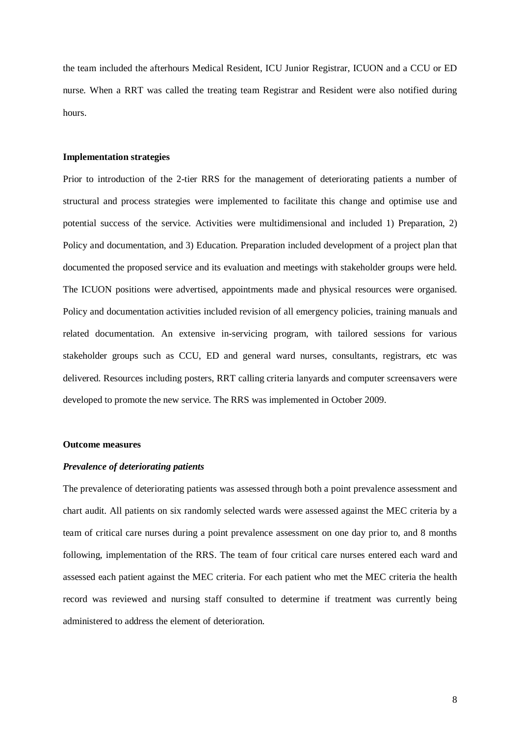the team included the afterhours Medical Resident, ICU Junior Registrar, ICUON and a CCU or ED nurse. When a RRT was called the treating team Registrar and Resident were also notified during hours.

**Implementation strategies**

Prior to introduction of the 2-tier RRS for the management of deteriorating patients a number of structural and process strategies were implemented to facilitate this change and optimise use and potential success of the service. Activities were multidimensional and included 1) Preparation, 2) Policy and documentation, and 3) Education. Preparation included development of a project plan that documented the proposed service and its evaluation and meetings with stakeholder groups were held. The ICUON positions were advertised, appointments made and physical resources were organised. Policy and documentation activities included revision of all emergency policies, training manuals and related documentation. An extensive in-servicing program, with tailored sessions for various stakeholder groups such as CCU, ED and general ward nurses, consultants, registrars, etc was delivered. Resources including posters, RRT calling criteria lanyards and computer screensavers were developed to promote the new service. The RRS was implemented in October 2009.

**Outcome measures**

***Prevalence of deteriorating patients***

The prevalence of deteriorating patients was assessed through both a point prevalence assessment and chart audit. All patients on six randomly selected wards were assessed against the MEC criteria by a team of critical care nurses during a point prevalence assessment on one day prior to, and 8 months following, implementation of the RRS. The team of four critical care nurses entered each ward and assessed each patient against the MEC criteria. For each patient who met the MEC criteria the health record was reviewed and nursing staff consulted to determine if treatment was currently being administered to address the element of deterioration.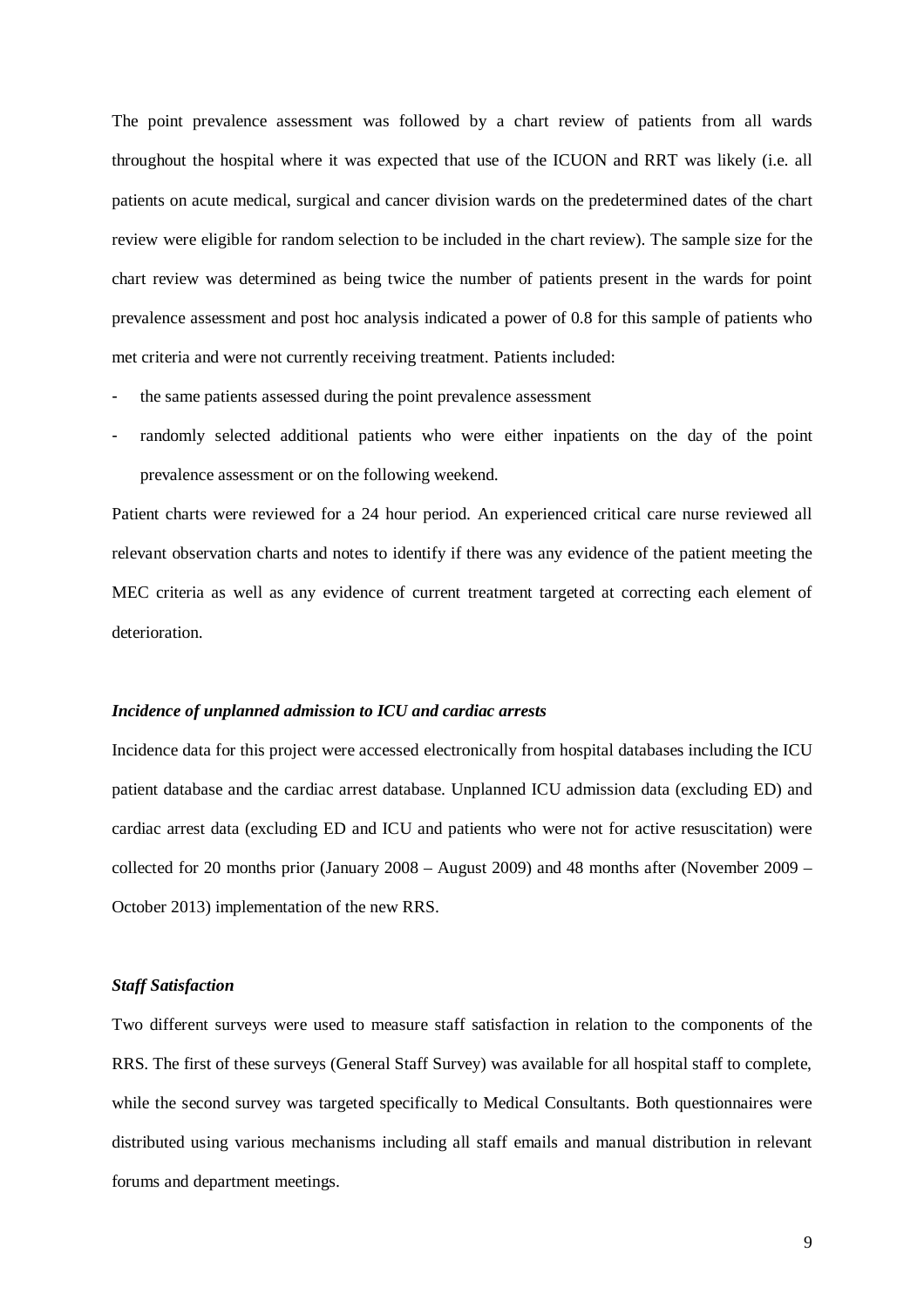The point prevalence assessment was followed by a chart review of patients from all wards throughout the hospital where it was expected that use of the ICUON and RRT was likely (i.e. all patients on acute medical, surgical and cancer division wards on the predetermined dates of the chart review were eligible for random selection to be included in the chart review). The sample size for the chart review was determined as being twice the number of patients present in the wards for point prevalence assessment and post hoc analysis indicated a power of 0.8 for this sample of patients who met criteria and were not currently receiving treatment. Patients included:

- the same patients assessed during the point prevalence assessment
- randomly selected additional patients who were either inpatients on the day of the point prevalence assessment or on the following weekend.

Patient charts were reviewed for a 24 hour period. An experienced critical care nurse reviewed all relevant observation charts and notes to identify if there was any evidence of the patient meeting the MEC criteria as well as any evidence of current treatment targeted at correcting each element of deterioration.

***Incidence of unplanned admission to ICU and cardiac arrests***

Incidence data for this project were accessed electronically from hospital databases including the ICU patient database and the cardiac arrest database. Unplanned ICU admission data (excluding ED) and cardiac arrest data (excluding ED and ICU and patients who were not for active resuscitation) were collected for 20 months prior (January 2008 – August 2009) and 48 months after (November 2009 – October 2013) implementation of the new RRS.

***Staff Satisfaction***

Two different surveys were used to measure staff satisfaction in relation to the components of the RRS. The first of these surveys (General Staff Survey) was available for all hospital staff to complete, while the second survey was targeted specifically to Medical Consultants. Both questionnaires were distributed using various mechanisms including all staff emails and manual distribution in relevant forums and department meetings.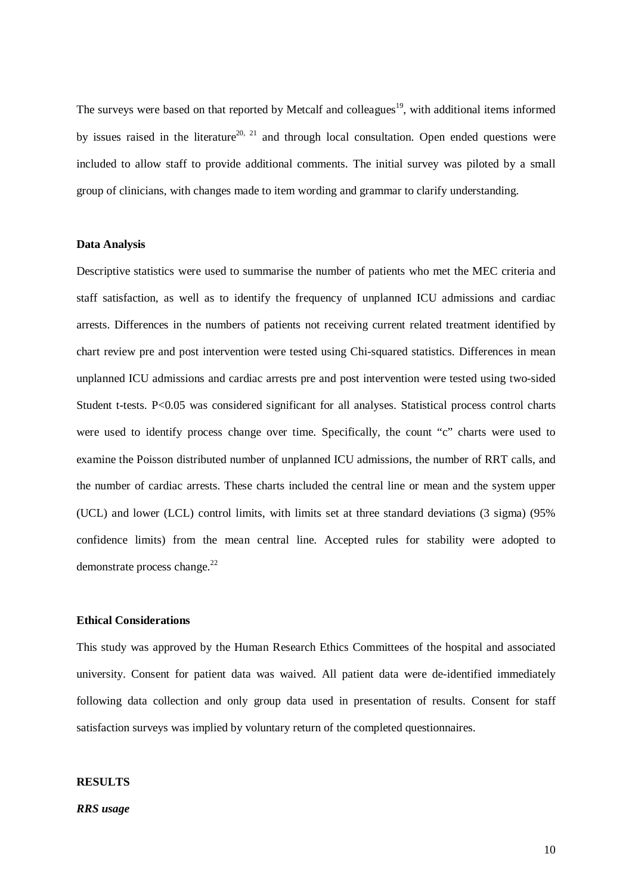The surveys were based on that reported by Metcalf and colleagues[19], with additional items informed by issues raised in the literature[20, 21] and through local consultation. Open ended questions were included to allow staff to provide additional comments. The initial survey was piloted by a small group of clinicians, with changes made to item wording and grammar to clarify understanding.

**Data Analysis**

Descriptive statistics were used to summarise the number of patients who met the MEC criteria and staff satisfaction, as well as to identify the frequency of unplanned ICU admissions and cardiac arrests. Differences in the numbers of patients not receiving current related treatment identified by chart review pre and post intervention were tested using Chi-squared statistics. Differences in mean unplanned ICU admissions and cardiac arrests pre and post intervention were tested using two-sided Student t-tests. $P<0.05$ was considered significant for all analyses. Statistical process control charts were used to identify process change over time. Specifically, the count "c" charts were used to examine the Poisson distributed number of unplanned ICU admissions, the number of RRT calls, and the number of cardiac arrests. These charts included the central line or mean and the system upper (UCL) and lower (LCL) control limits, with limits set at three standard deviations (3 sigma) (95% confidence limits) from the mean central line. Accepted rules for stability were adopted to demonstrate process change.[22]

**Ethical Considerations**

This study was approved by the Human Research Ethics Committees of the hospital and associated university. Consent for patient data was waived. All patient data were de-identified immediately following data collection and only group data used in presentation of results. Consent for staff satisfaction surveys was implied by voluntary return of the completed questionnaires.

**RESULTS**

***RRS usage***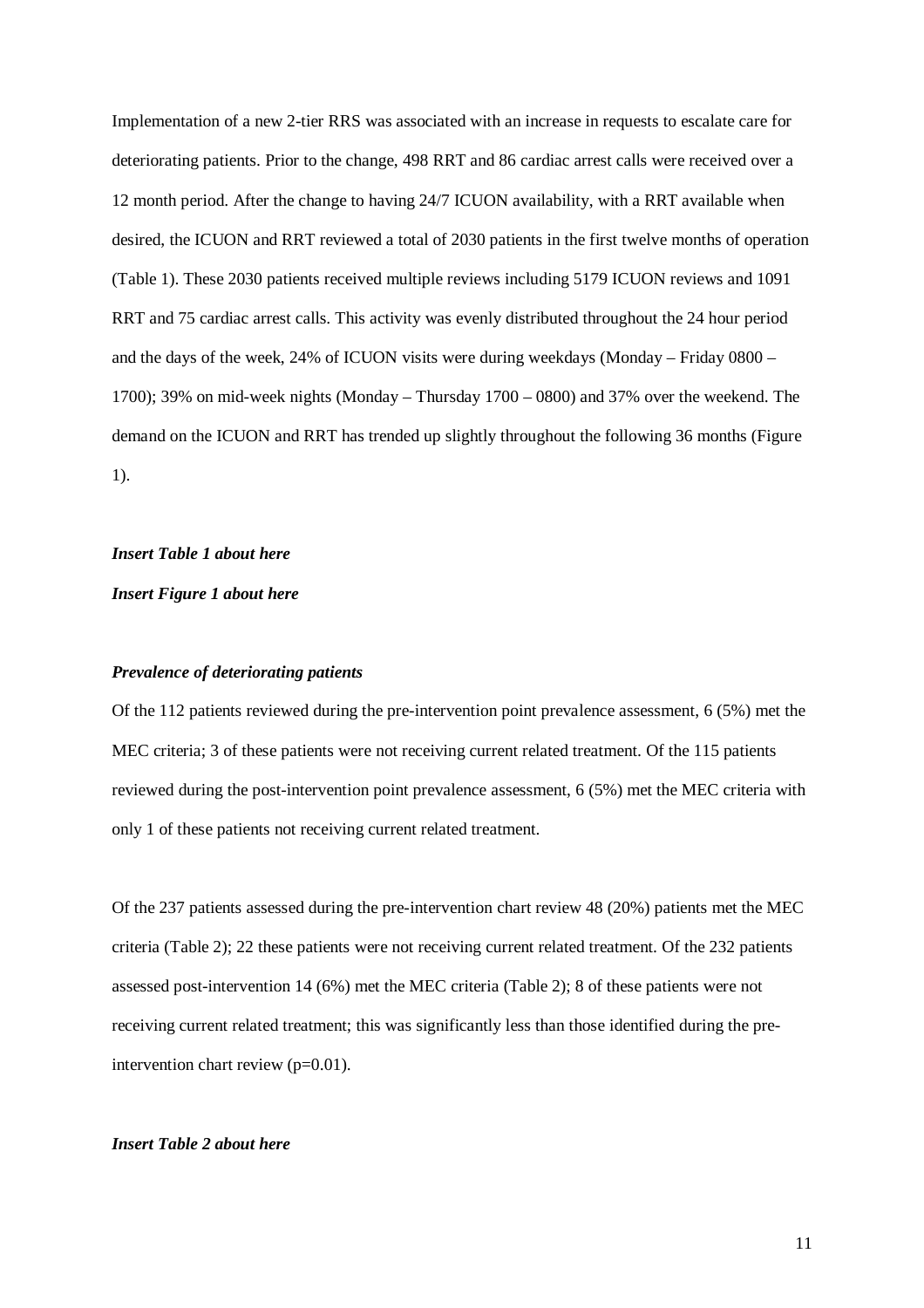Implementation of a new 2-tier RRS was associated with an increase in requests to escalate care for deteriorating patients. Prior to the change, 498 RRT and 86 cardiac arrest calls were received over a 12 month period. After the change to having 24/7 ICUON availability, with a RRT available when desired, the ICUON and RRT reviewed a total of 2030 patients in the first twelve months of operation (Table 1). These 2030 patients received multiple reviews including 5179 ICUON reviews and 1091 RRT and 75 cardiac arrest calls. This activity was evenly distributed throughout the 24 hour period and the days of the week, 24% of ICUON visits were during weekdays (Monday – Friday 0800 – 1700); 39% on mid-week nights (Monday – Thursday 1700 – 0800) and 37% over the weekend. The demand on the ICUON and RRT has trended up slightly throughout the following 36 months (Figure 1).

***Insert Table 1 about here***

***Insert Figure 1 about here***

***Prevalence of deteriorating patients***

Of the 112 patients reviewed during the pre-intervention point prevalence assessment, 6 (5%) met the MEC criteria; 3 of these patients were not receiving current related treatment. Of the 115 patients reviewed during the post-intervention point prevalence assessment, 6 (5%) met the MEC criteria with only 1 of these patients not receiving current related treatment.

Of the 237 patients assessed during the pre-intervention chart review 48 (20%) patients met the MEC criteria (Table 2); 22 these patients were not receiving current related treatment. Of the 232 patients assessed post-intervention 14 (6%) met the MEC criteria (Table 2); 8 of these patients were not receiving current related treatment; this was significantly less than those identified during the pre-intervention chart review ($p=0.01$).

***Insert Table 2 about here***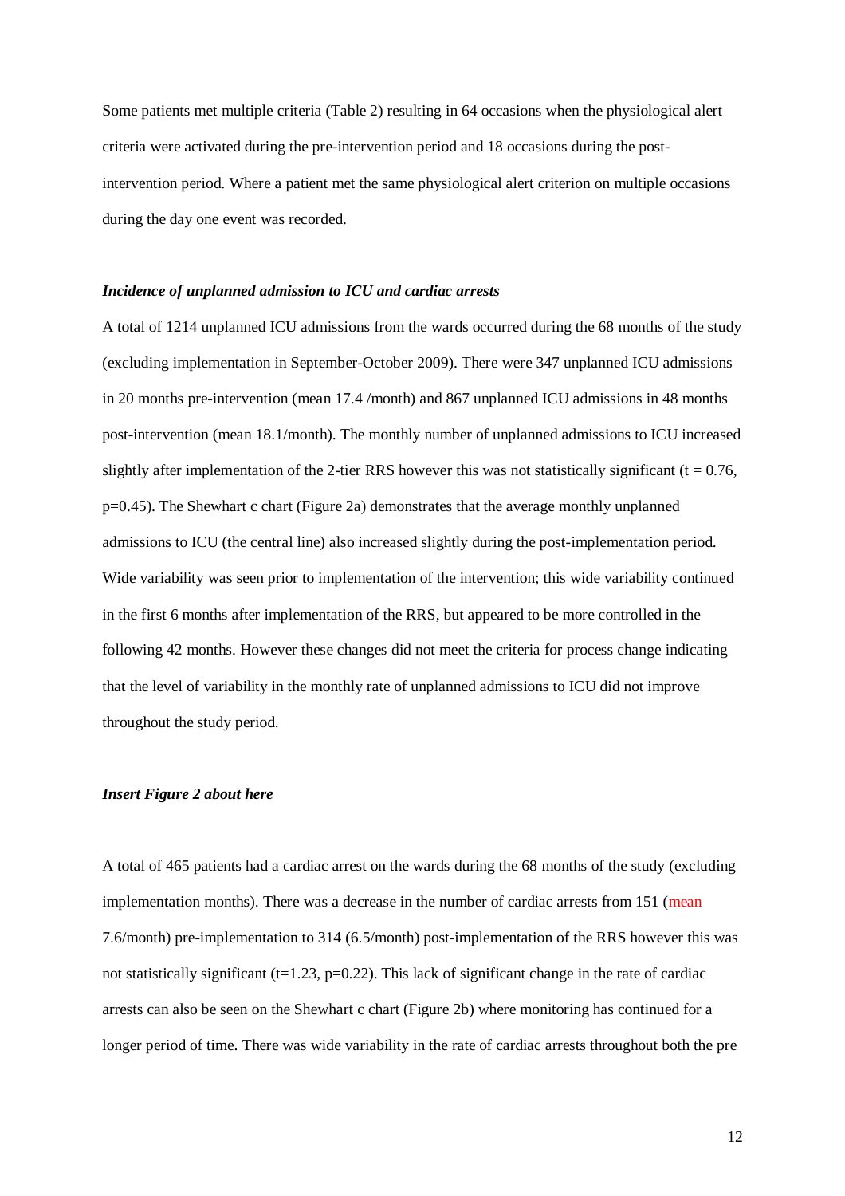Some patients met multiple criteria (Table 2) resulting in 64 occasions when the physiological alert criteria were activated during the pre-intervention period and 18 occasions during the post-intervention period. Where a patient met the same physiological alert criterion on multiple occasions during the day one event was recorded.

***Incidence of unplanned admission to ICU and cardiac arrests***

A total of 1214 unplanned ICU admissions from the wards occurred during the 68 months of the study (excluding implementation in September-October 2009). There were 347 unplanned ICU admissions in 20 months pre-intervention (mean 17.4 /month) and 867 unplanned ICU admissions in 48 months post-intervention (mean 18.1/month). The monthly number of unplanned admissions to ICU increased slightly after implementation of the 2-tier RRS however this was not statistically significant ($t = 0.76$, $p=0.45$). The Shewhart c chart (Figure 2a) demonstrates that the average monthly unplanned admissions to ICU (the central line) also increased slightly during the post-implementation period. Wide variability was seen prior to implementation of the intervention; this wide variability continued in the first 6 months after implementation of the RRS, but appeared to be more controlled in the following 42 months. However these changes did not meet the criteria for process change indicating that the level of variability in the monthly rate of unplanned admissions to ICU did not improve throughout the study period.

***Insert Figure 2 about here***

A total of 465 patients had a cardiac arrest on the wards during the 68 months of the study (excluding implementation months). There was a decrease in the number of cardiac arrests from 151 (mean 7.6/month) pre-implementation to 314 (6.5/month) post-implementation of the RRS however this was not statistically significant ($t=1.23$, $p=0.22$). This lack of significant change in the rate of cardiac arrests can also be seen on the Shewhart c chart (Figure 2b) where monitoring has continued for a longer period of time. There was wide variability in the rate of cardiac arrests throughout both the pre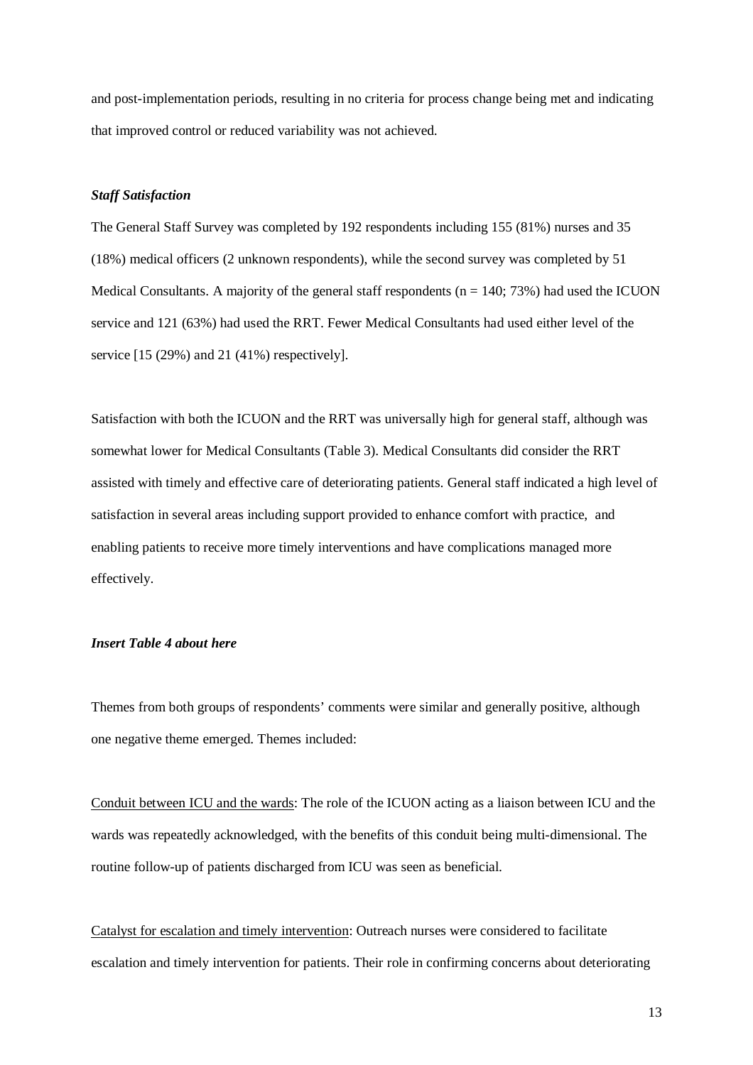and post-implementation periods, resulting in no criteria for process change being met and indicating that improved control or reduced variability was not achieved.

***Staff Satisfaction***

The General Staff Survey was completed by 192 respondents including 155 (81%) nurses and 35 (18%) medical officers (2 unknown respondents), while the second survey was completed by 51 Medical Consultants. A majority of the general staff respondents (n = 140; 73%) had used the ICUON service and 121 (63%) had used the RRT. Fewer Medical Consultants had used either level of the service [15 (29%) and 21 (41%) respectively].

Satisfaction with both the ICUON and the RRT was universally high for general staff, although was somewhat lower for Medical Consultants (Table 3). Medical Consultants did consider the RRT assisted with timely and effective care of deteriorating patients. General staff indicated a high level of satisfaction in several areas including support provided to enhance comfort with practice, and enabling patients to receive more timely interventions and have complications managed more effectively.

***Insert Table 4 about here***

Themes from both groups of respondents' comments were similar and generally positive, although one negative theme emerged. Themes included:

Conduit between ICU and the wards: The role of the ICUON acting as a liaison between ICU and the wards was repeatedly acknowledged, with the benefits of this conduit being multi-dimensional. The routine follow-up of patients discharged from ICU was seen as beneficial.

Catalyst for escalation and timely intervention: Outreach nurses were considered to facilitate escalation and timely intervention for patients. Their role in confirming concerns about deteriorating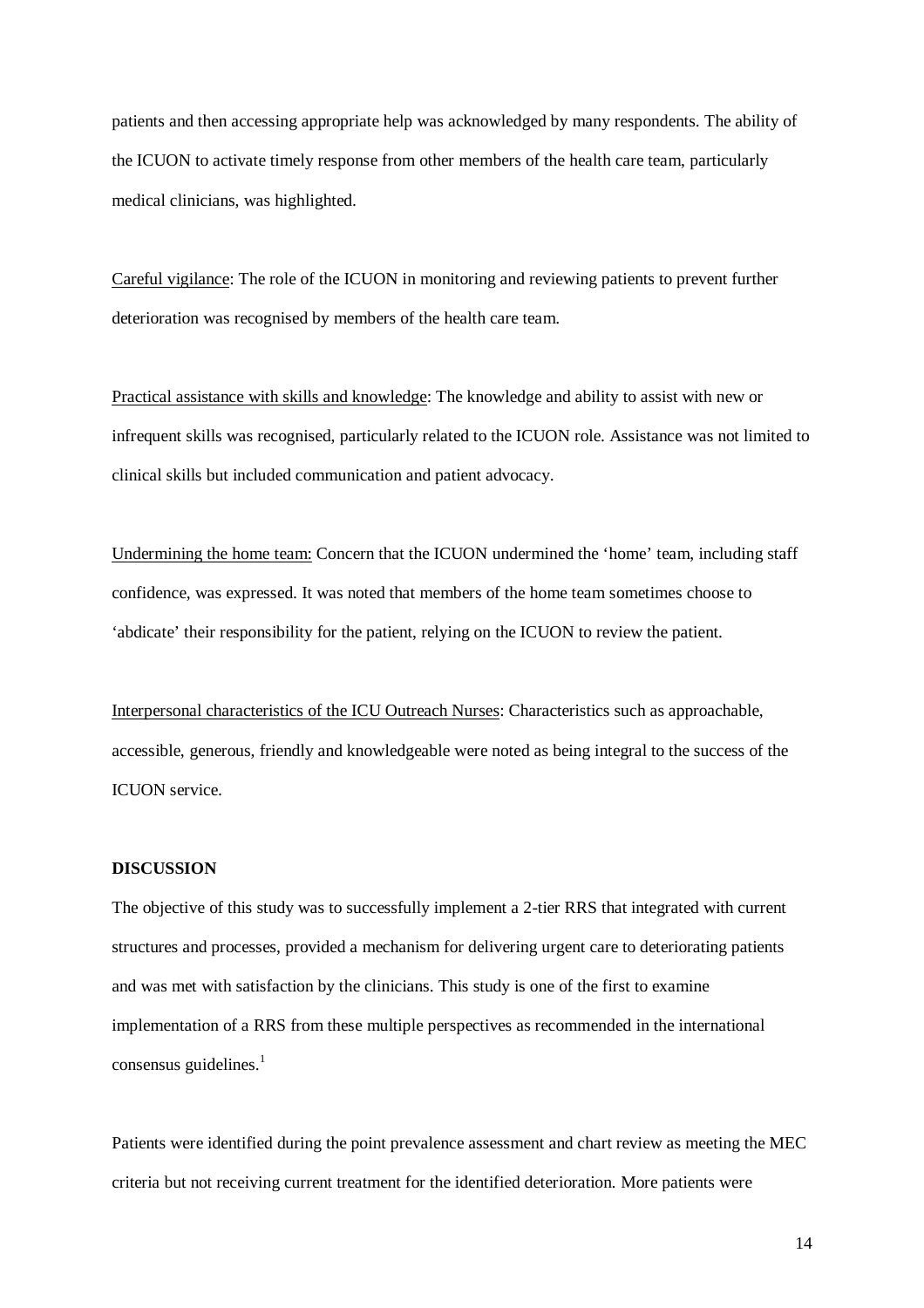patients and then accessing appropriate help was acknowledged by many respondents. The ability of the ICUON to activate timely response from other members of the health care team, particularly medical clinicians, was highlighted.

<u>Careful vigilance</u>: The role of the ICUON in monitoring and reviewing patients to prevent further deterioration was recognised by members of the health care team.

<u>Practical assistance with skills and knowledge</u>: The knowledge and ability to assist with new or infrequent skills was recognised, particularly related to the ICUON role. Assistance was not limited to clinical skills but included communication and patient advocacy.

<u>Undermining the home team:</u> Concern that the ICUON undermined the 'home' team, including staff confidence, was expressed. It was noted that members of the home team sometimes choose to 'abdicate' their responsibility for the patient, relying on the ICUON to review the patient.

<u>Interpersonal characteristics of the ICU Outreach Nurses</u>: Characteristics such as approachable, accessible, generous, friendly and knowledgeable were noted as being integral to the success of the ICUON service.

**DISCUSSION**

The objective of this study was to successfully implement a 2-tier RRS that integrated with current structures and processes, provided a mechanism for delivering urgent care to deteriorating patients and was met with satisfaction by the clinicians. This study is one of the first to examine implementation of a RRS from these multiple perspectives as recommended in the international consensus guidelines.[1]

Patients were identified during the point prevalence assessment and chart review as meeting the MEC criteria but not receiving current treatment for the identified deterioration. More patients were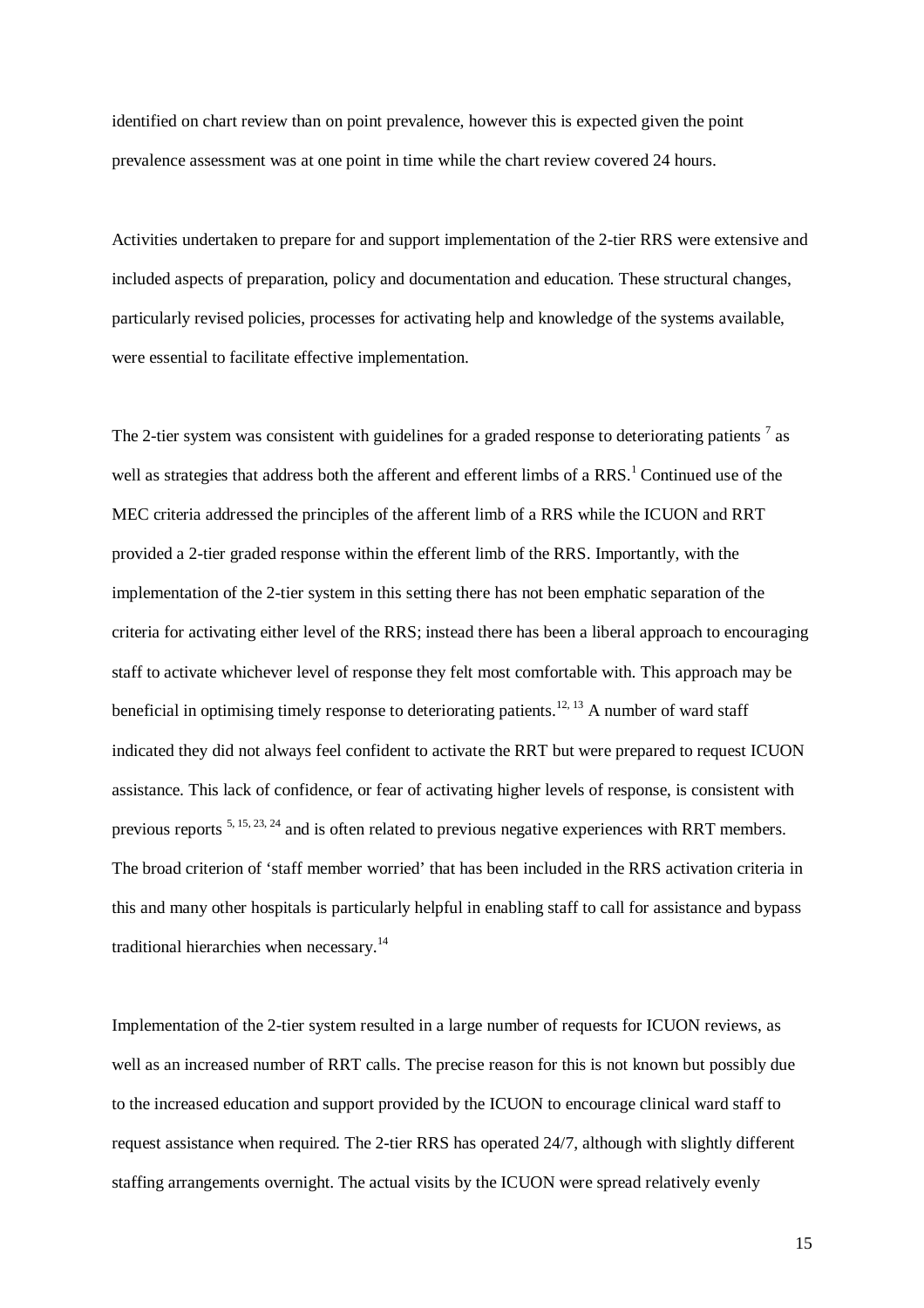identified on chart review than on point prevalence, however this is expected given the point prevalence assessment was at one point in time while the chart review covered 24 hours.

Activities undertaken to prepare for and support implementation of the 2-tier RRS were extensive and included aspects of preparation, policy and documentation and education. These structural changes, particularly revised policies, processes for activating help and knowledge of the systems available, were essential to facilitate effective implementation.

The 2-tier system was consistent with guidelines for a graded response to deteriorating patients [7] as well as strategies that address both the afferent and efferent limbs of a RRS.[1] Continued use of the MEC criteria addressed the principles of the afferent limb of a RRS while the ICUON and RRT provided a 2-tier graded response within the efferent limb of the RRS. Importantly, with the implementation of the 2-tier system in this setting there has not been emphatic separation of the criteria for activating either level of the RRS; instead there has been a liberal approach to encouraging staff to activate whichever level of response they felt most comfortable with. This approach may be beneficial in optimising timely response to deteriorating patients.[12, 13] A number of ward staff indicated they did not always feel confident to activate the RRT but were prepared to request ICUON assistance. This lack of confidence, or fear of activating higher levels of response, is consistent with previous reports [5, 15, 23, 24] and is often related to previous negative experiences with RRT members. The broad criterion of 'staff member worried' that has been included in the RRS activation criteria in this and many other hospitals is particularly helpful in enabling staff to call for assistance and bypass traditional hierarchies when necessary.[14]

Implementation of the 2-tier system resulted in a large number of requests for ICUON reviews, as well as an increased number of RRT calls. The precise reason for this is not known but possibly due to the increased education and support provided by the ICUON to encourage clinical ward staff to request assistance when required. The 2-tier RRS has operated 24/7, although with slightly different staffing arrangements overnight. The actual visits by the ICUON were spread relatively evenly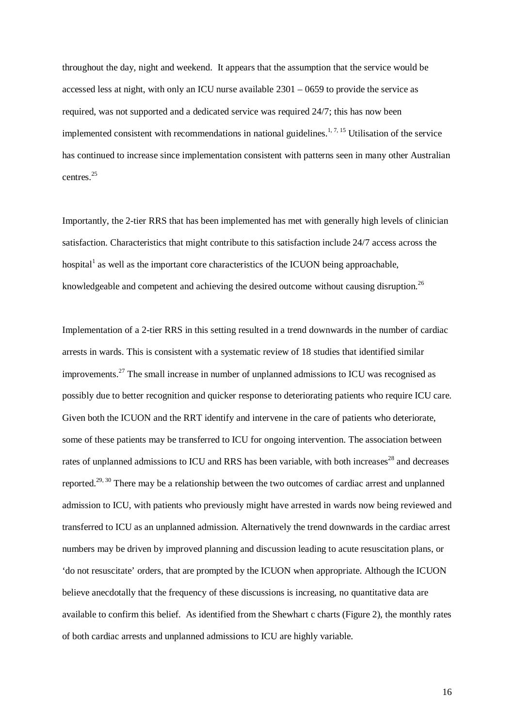throughout the day, night and weekend. It appears that the assumption that the service would be accessed less at night, with only an ICU nurse available 2301 – 0659 to provide the service as required, was not supported and a dedicated service was required 24/7; this has now been implemented consistent with recommendations in national guidelines.[1, 7, 15] Utilisation of the service has continued to increase since implementation consistent with patterns seen in many other Australian centres.[25]

Importantly, the 2-tier RRS that has been implemented has met with generally high levels of clinician satisfaction. Characteristics that might contribute to this satisfaction include 24/7 access across the hospital[1] as well as the important core characteristics of the ICUON being approachable, knowledgeable and competent and achieving the desired outcome without causing disruption.[26]

Implementation of a 2-tier RRS in this setting resulted in a trend downwards in the number of cardiac arrests in wards. This is consistent with a systematic review of 18 studies that identified similar improvements.[27] The small increase in number of unplanned admissions to ICU was recognised as possibly due to better recognition and quicker response to deteriorating patients who require ICU care. Given both the ICUON and the RRT identify and intervene in the care of patients who deteriorate, some of these patients may be transferred to ICU for ongoing intervention. The association between rates of unplanned admissions to ICU and RRS has been variable, with both increases[28] and decreases reported.[29, 30] There may be a relationship between the two outcomes of cardiac arrest and unplanned admission to ICU, with patients who previously might have arrested in wards now being reviewed and transferred to ICU as an unplanned admission. Alternatively the trend downwards in the cardiac arrest numbers may be driven by improved planning and discussion leading to acute resuscitation plans, or 'do not resuscitate' orders, that are prompted by the ICUON when appropriate. Although the ICUON believe anecdotally that the frequency of these discussions is increasing, no quantitative data are available to confirm this belief. As identified from the Shewhart c charts (Figure 2), the monthly rates of both cardiac arrests and unplanned admissions to ICU are highly variable.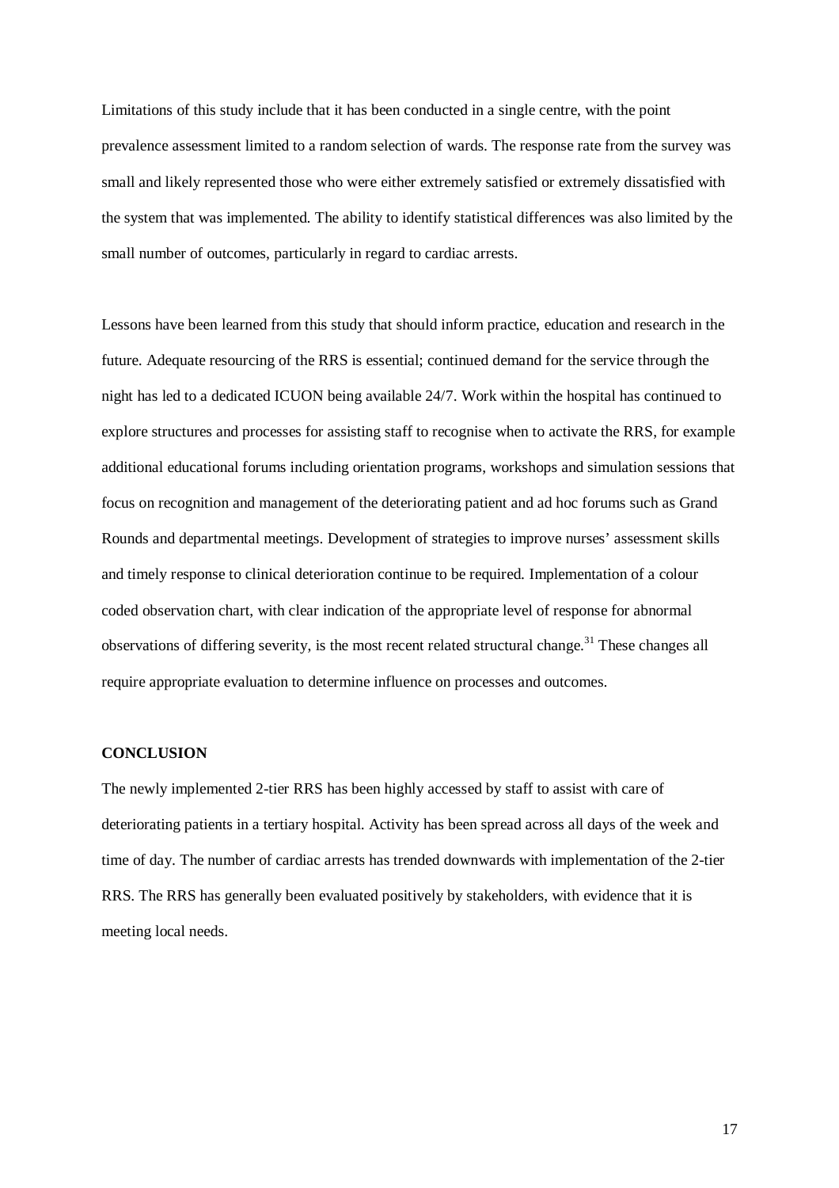Limitations of this study include that it has been conducted in a single centre, with the point prevalence assessment limited to a random selection of wards. The response rate from the survey was small and likely represented those who were either extremely satisfied or extremely dissatisfied with the system that was implemented. The ability to identify statistical differences was also limited by the small number of outcomes, particularly in regard to cardiac arrests.

Lessons have been learned from this study that should inform practice, education and research in the future. Adequate resourcing of the RRS is essential; continued demand for the service through the night has led to a dedicated ICUON being available 24/7. Work within the hospital has continued to explore structures and processes for assisting staff to recognise when to activate the RRS, for example additional educational forums including orientation programs, workshops and simulation sessions that focus on recognition and management of the deteriorating patient and ad hoc forums such as Grand Rounds and departmental meetings. Development of strategies to improve nurses' assessment skills and timely response to clinical deterioration continue to be required. Implementation of a colour coded observation chart, with clear indication of the appropriate level of response for abnormal observations of differing severity, is the most recent related structural change.[31] These changes all require appropriate evaluation to determine influence on processes and outcomes.

## CONCLUSION

The newly implemented 2-tier RRS has been highly accessed by staff to assist with care of deteriorating patients in a tertiary hospital. Activity has been spread across all days of the week and time of day. The number of cardiac arrests has trended downwards with implementation of the 2-tier RRS. The RRS has generally been evaluated positively by stakeholders, with evidence that it is meeting local needs.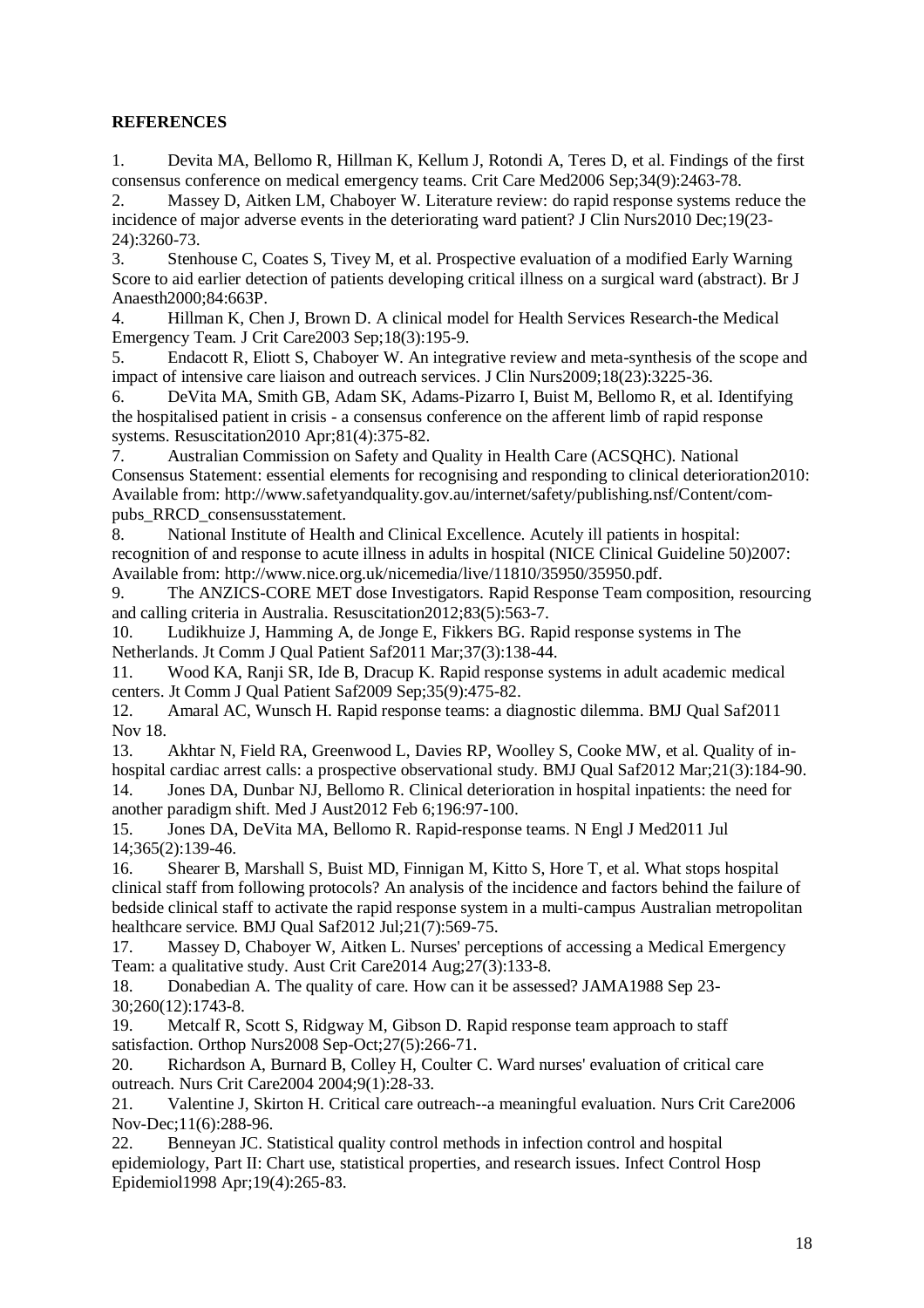**REFERENCES**

1. Devita MA, Bellomo R, Hillman K, Kellum J, Rotondi A, Teres D, et al. Findings of the first consensus conference on medical emergency teams. Crit Care Med2006 Sep;34(9):2463-78.
2. Massey D, Aitken LM, Chaboyer W. Literature review: do rapid response systems reduce the incidence of major adverse events in the deteriorating ward patient? J Clin Nurs2010 Dec;19(23-24):3260-73.
3. Stenhouse C, Coates S, Tivey M, et al. Prospective evaluation of a modified Early Warning Score to aid earlier detection of patients developing critical illness on a surgical ward (abstract). Br J Anaesth2000;84:663P.
4. Hillman K, Chen J, Brown D. A clinical model for Health Services Research-the Medical Emergency Team. J Crit Care2003 Sep;18(3):195-9.
5. Endacott R, Eliott S, Chaboyer W. An integrative review and meta-synthesis of the scope and impact of intensive care liaison and outreach services. J Clin Nurs2009;18(23):3225-36.
6. DeVita MA, Smith GB, Adam SK, Adams-Pizarro I, Buist M, Bellomo R, et al. Identifying the hospitalised patient in crisis - a consensus conference on the afferent limb of rapid response systems. Resuscitation2010 Apr;81(4):375-82.
7. Australian Commission on Safety and Quality in Health Care (ACSQHC). National Consensus Statement: essential elements for recognising and responding to clinical deterioration2010: Available from: http://www.safetyandquality.gov.au/internet/safety/publishing.nsf/Content/com-pubs_RRCD_consensusstatement.
8. National Institute of Health and Clinical Excellence. Acutely ill patients in hospital: recognition of and response to acute illness in adults in hospital (NICE Clinical Guideline 50)2007: Available from: http://www.nice.org.uk/nicemedia/live/11810/35950/35950.pdf.
9. The ANZICS-CORE MET dose Investigators. Rapid Response Team composition, resourcing and calling criteria in Australia. Resuscitation2012;83(5):563-7.
10. Ludikhuize J, Hamming A, de Jonge E, Fikkers BG. Rapid response systems in The Netherlands. Jt Comm J Qual Patient Saf2011 Mar;37(3):138-44.
11. Wood KA, Ranji SR, Ide B, Dracup K. Rapid response systems in adult academic medical centers. Jt Comm J Qual Patient Saf2009 Sep;35(9):475-82.
12. Amaral AC, Wunsch H. Rapid response teams: a diagnostic dilemma. BMJ Qual Saf2011 Nov 18.
13. Akhtar N, Field RA, Greenwood L, Davies RP, Woolley S, Cooke MW, et al. Quality of in-hospital cardiac arrest calls: a prospective observational study. BMJ Qual Saf2012 Mar;21(3):184-90.
14. Jones DA, Dunbar NJ, Bellomo R. Clinical deterioration in hospital inpatients: the need for another paradigm shift. Med J Aust2012 Feb 6;196:97-100.
15. Jones DA, DeVita MA, Bellomo R. Rapid-response teams. N Engl J Med2011 Jul 14;365(2):139-46.
16. Shearer B, Marshall S, Buist MD, Finnigan M, Kitto S, Hore T, et al. What stops hospital clinical staff from following protocols? An analysis of the incidence and factors behind the failure of bedside clinical staff to activate the rapid response system in a multi-campus Australian metropolitan healthcare service. BMJ Qual Saf2012 Jul;21(7):569-75.
17. Massey D, Chaboyer W, Aitken L. Nurses' perceptions of accessing a Medical Emergency Team: a qualitative study. Aust Crit Care2014 Aug;27(3):133-8.
18. Donabedian A. The quality of care. How can it be assessed? JAMA1988 Sep 23-30;260(12):1743-8.
19. Metcalf R, Scott S, Ridgway M, Gibson D. Rapid response team approach to staff satisfaction. Orthop Nurs2008 Sep-Oct;27(5):266-71.
20. Richardson A, Burnard B, Colley H, Coulter C. Ward nurses' evaluation of critical care outreach. Nurs Crit Care2004 2004;9(1):28-33.
21. Valentine J, Skirton H. Critical care outreach--a meaningful evaluation. Nurs Crit Care2006 Nov-Dec;11(6):288-96.
22. Benneyan JC. Statistical quality control methods in infection control and hospital epidemiology, Part II: Chart use, statistical properties, and research issues. Infect Control Hosp Epidemiol1998 Apr;19(4):265-83.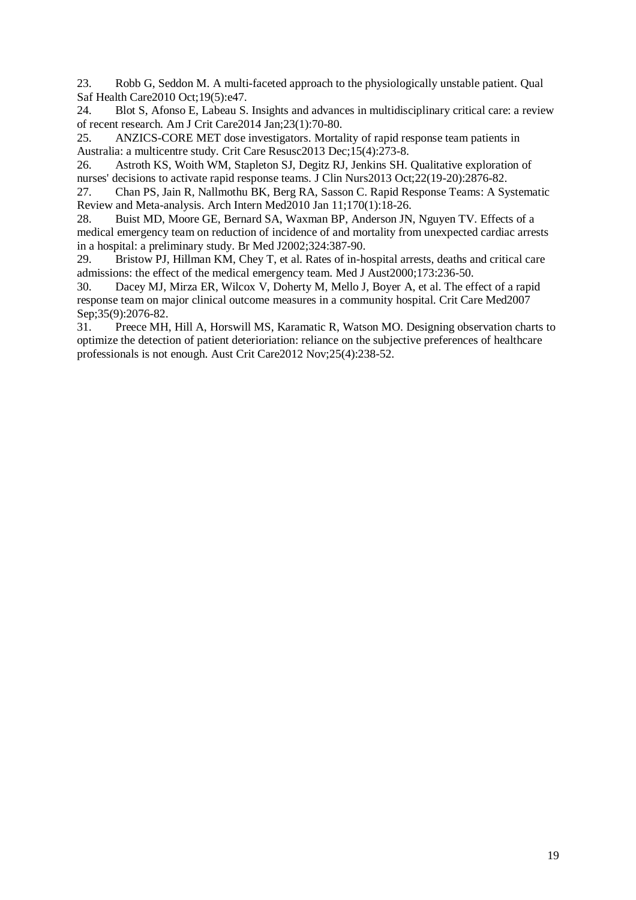23. Robb G, Seddon M. A multi-faceted approach to the physiologically unstable patient. Qual Saf Health Care2010 Oct;19(5):e47.
24. Blot S, Afonso E, Labeau S. Insights and advances in multidisciplinary critical care: a review of recent research. Am J Crit Care2014 Jan;23(1):70-80.
25. ANZICS-CORE MET dose investigators. Mortality of rapid response team patients in Australia: a multicentre study. Crit Care Resusc2013 Dec;15(4):273-8.
26. Astroth KS, Woith WM, Stapleton SJ, Degitz RJ, Jenkins SH. Qualitative exploration of nurses' decisions to activate rapid response teams. J Clin Nurs2013 Oct;22(19-20):2876-82.
27. Chan PS, Jain R, Nallmothu BK, Berg RA, Sasson C. Rapid Response Teams: A Systematic Review and Meta-analysis. Arch Intern Med2010 Jan 11;170(1):18-26.
28. Buist MD, Moore GE, Bernard SA, Waxman BP, Anderson JN, Nguyen TV. Effects of a medical emergency team on reduction of incidence of and mortality from unexpected cardiac arrests in a hospital: a preliminary study. Br Med J2002;324:387-90.
29. Bristow PJ, Hillman KM, Chey T, et al. Rates of in-hospital arrests, deaths and critical care admissions: the effect of the medical emergency team. Med J Aust2000;173:236-50.
30. Dacey MJ, Mirza ER, Wilcox V, Doherty M, Mello J, Boyer A, et al. The effect of a rapid response team on major clinical outcome measures in a community hospital. Crit Care Med2007 Sep;35(9):2076-82.
31. Preece MH, Hill A, Horswill MS, Karamatic R, Watson MO. Designing observation charts to optimize the detection of patient deterioriation: reliance on the subjective preferences of healthcare professionals is not enough. Aust Crit Care2012 Nov;25(4):238-52.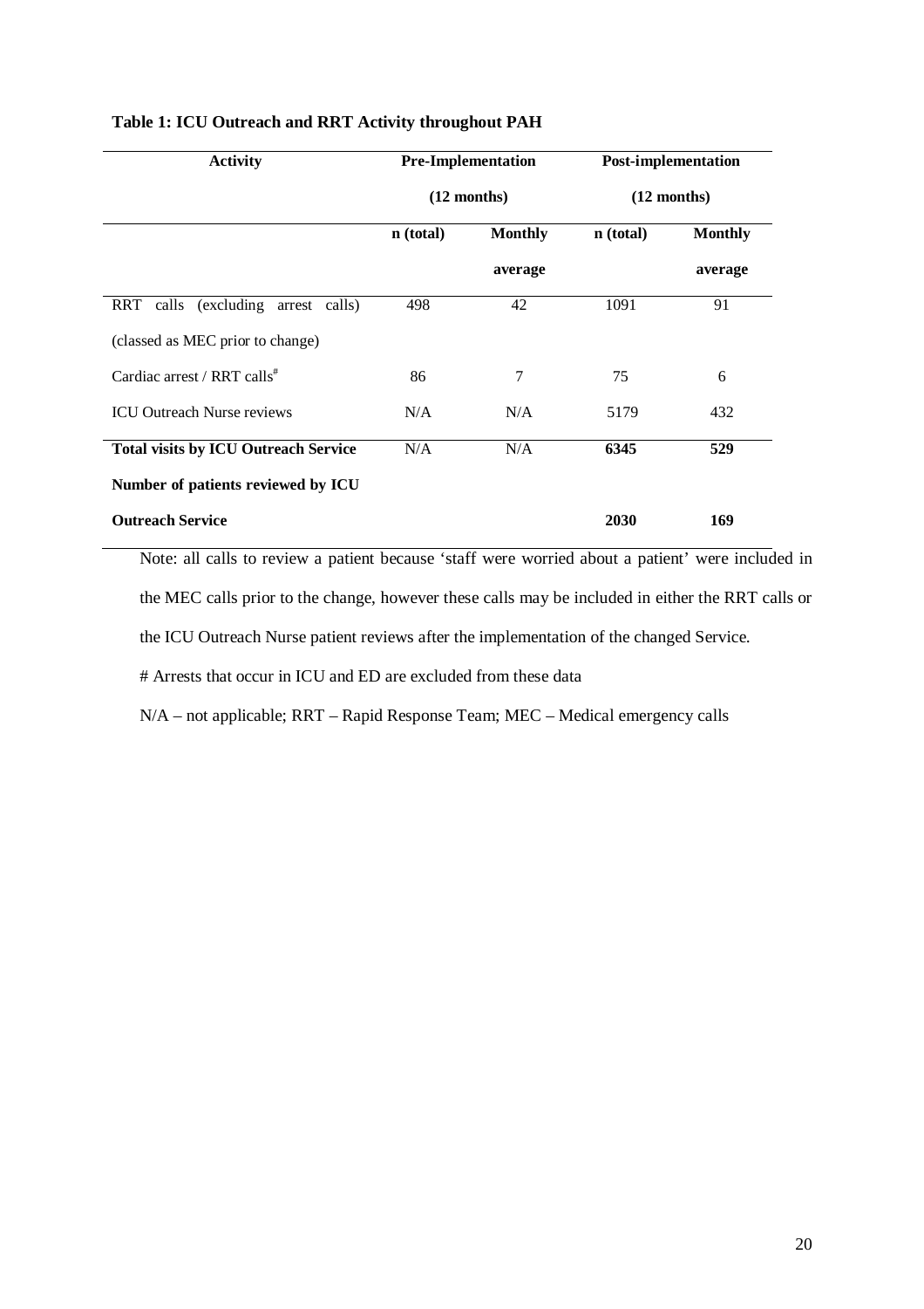**Table 1: ICU Outreach and RRT Activity throughout PAH**

| Activity | Pre-Implementation (12 months) | | Post-implementation (12 months) | |
|---|---|---|---|---|
| | n (total) | Monthly average | n (total) | Monthly average |
| RRT calls (excluding arrest calls) (classed as MEC prior to change) | 498 | 42 | 1091 | 91 |
| Cardiac arrest / RRT calls[#] | 86 | 7 | 75 | 6 |
| ICU Outreach Nurse reviews | N/A | N/A | 5179 | 432 |
| **Total visits by ICU Outreach Service** | N/A | N/A | **6345** | **529** |
| **Number of patients reviewed by ICU Outreach Service** | | | **2030** | **169** |

Note: all calls to review a patient because 'staff were worried about a patient' were included in the MEC calls prior to the change, however these calls may be included in either the RRT calls or the ICU Outreach Nurse patient reviews after the implementation of the changed Service.

# Arrests that occur in ICU and ED are excluded from these data

N/A – not applicable; RRT – Rapid Response Team; MEC – Medical emergency calls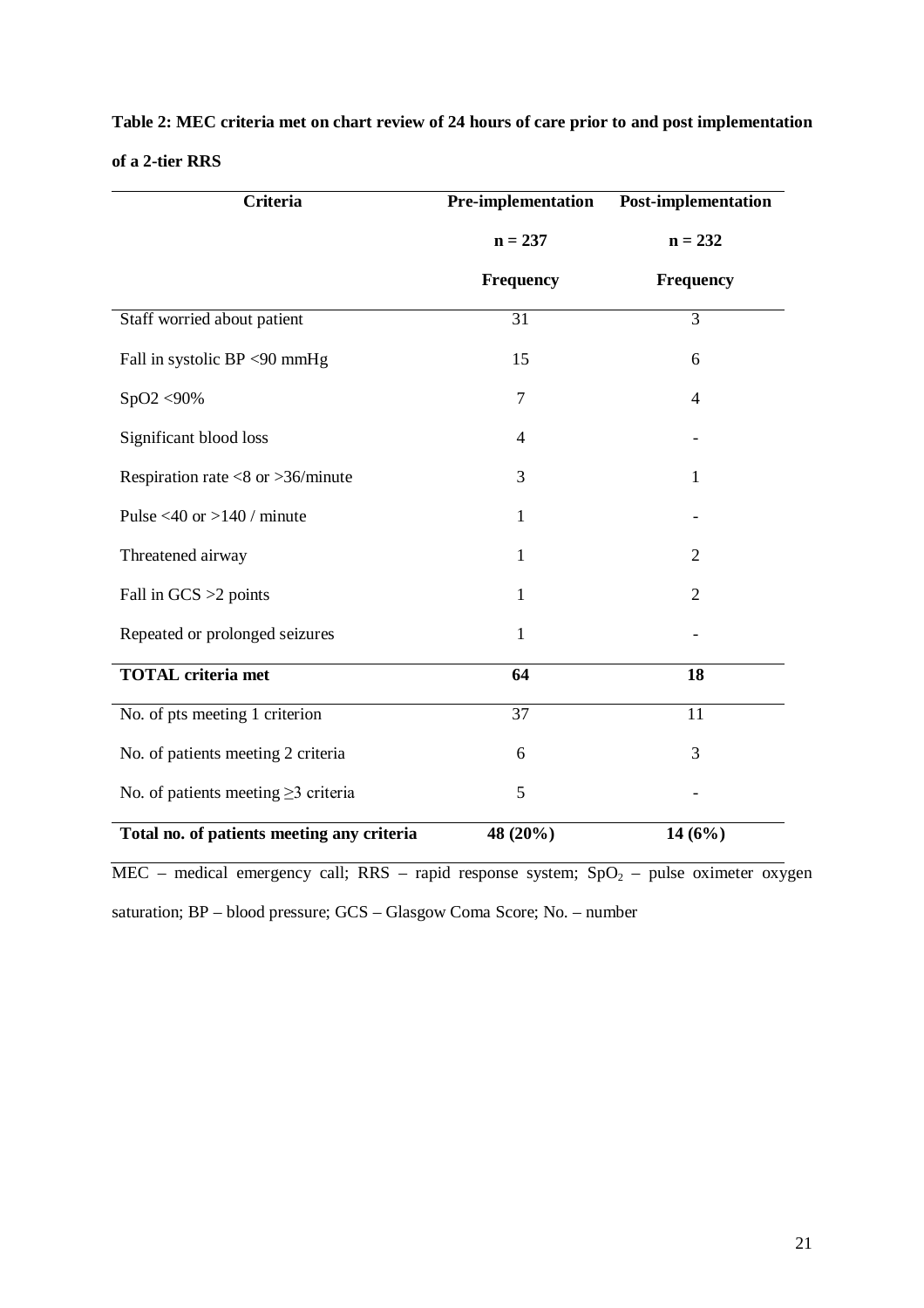**Table 2: MEC criteria met on chart review of 24 hours of care prior to and post implementation of a 2-tier RRS**

| Criteria | Pre-implementation n = 237 Frequency | Post-implementation n = 232 Frequency |
|---|---|---|
| Staff worried about patient | 31 | 3 |
| Fall in systolic BP <90 mmHg | 15 | 6 |
| SpO2 <90% | 7 | 4 |
| Significant blood loss | 4 | - |
| Respiration rate <8 or >36/minute | 3 | 1 |
| Pulse <40 or >140 / minute | 1 | - |
| Threatened airway | 1 | 2 |
| Fall in GCS >2 points | 1 | 2 |
| Repeated or prolonged seizures | 1 | - |
| **TOTAL criteria met** | **64** | **18** |
| No. of pts meeting 1 criterion | 37 | 11 |
| No. of patients meeting 2 criteria | 6 | 3 |
| No. of patients meeting ≥3 criteria | 5 | - |
| **Total no. of patients meeting any criteria** | **48 (20%)** | **14 (6%)** |

MEC – medical emergency call; RRS – rapid response system; $SpO_2$ – pulse oximeter oxygen saturation; BP – blood pressure; GCS – Glasgow Coma Score; No. – number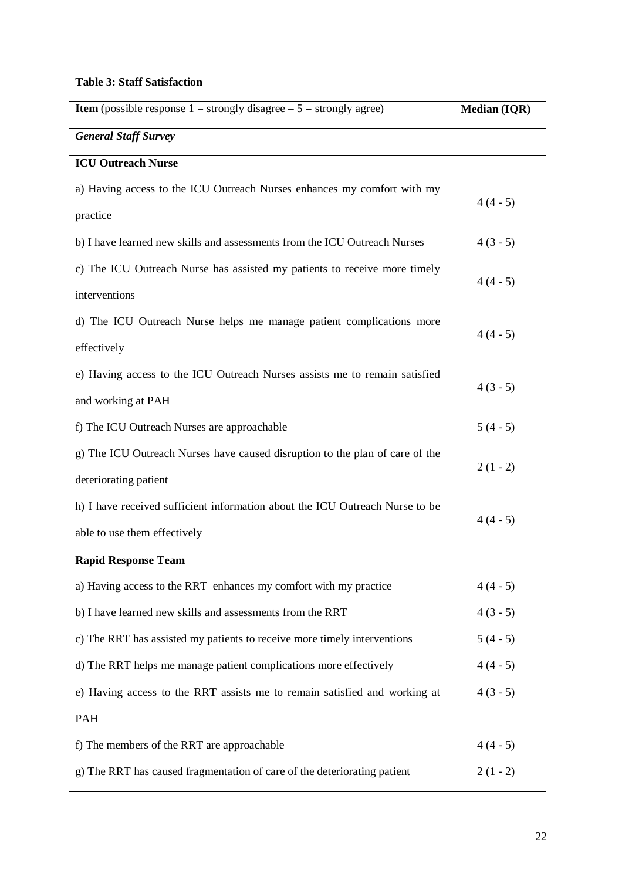**Table 3: Staff Satisfaction**

| **Item** (possible response 1 = strongly disagree – 5 = strongly agree) | **Median (IQR)** |
|---|---|
| ***General Staff Survey*** | |
| **ICU Outreach Nurse** | |
| a) Having access to the ICU Outreach Nurses enhances my comfort with my practice | 4 (4 - 5) |
| b) I have learned new skills and assessments from the ICU Outreach Nurses | 4 (3 - 5) |
| c) The ICU Outreach Nurse has assisted my patients to receive more timely interventions | 4 (4 - 5) |
| d) The ICU Outreach Nurse helps me manage patient complications more effectively | 4 (4 - 5) |
| e) Having access to the ICU Outreach Nurses assists me to remain satisfied and working at PAH | 4 (3 - 5) |
| f) The ICU Outreach Nurses are approachable | 5 (4 - 5) |
| g) The ICU Outreach Nurses have caused disruption to the plan of care of the deteriorating patient | 2 (1 - 2) |
| h) I have received sufficient information about the ICU Outreach Nurse to be able to use them effectively | 4 (4 - 5) |
| **Rapid Response Team** | |
| a) Having access to the RRT enhances my comfort with my practice | 4 (4 - 5) |
| b) I have learned new skills and assessments from the RRT | 4 (3 - 5) |
| c) The RRT has assisted my patients to receive more timely interventions | 5 (4 - 5) |
| d) The RRT helps me manage patient complications more effectively | 4 (4 - 5) |
| e) Having access to the RRT assists me to remain satisfied and working at PAH | 4 (3 - 5) |
| f) The members of the RRT are approachable | 4 (4 - 5) |
| g) The RRT has caused fragmentation of care of the deteriorating patient | 2 (1 - 2) |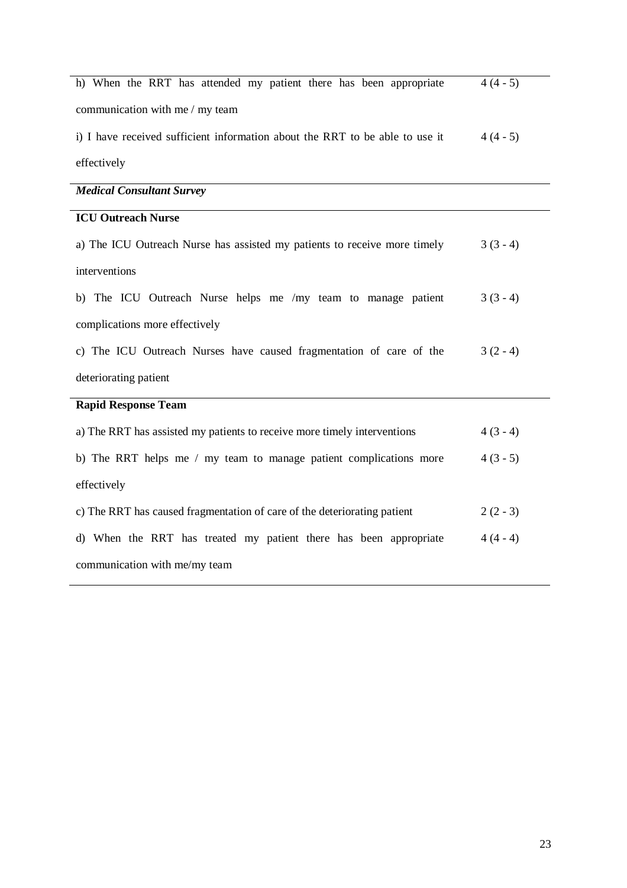| | |
|---|---|
| h) When the RRT has attended my patient there has been appropriate communication with me / my team | 4 (4 - 5) |
| i) I have received sufficient information about the RRT to be able to use it effectively | 4 (4 - 5) |
| ***Medical Consultant Survey*** | |
| **ICU Outreach Nurse** | |
| a) The ICU Outreach Nurse has assisted my patients to receive more timely interventions | 3 (3 - 4) |
| b) The ICU Outreach Nurse helps me /my team to manage patient complications more effectively | 3 (3 - 4) |
| c) The ICU Outreach Nurses have caused fragmentation of care of the deteriorating patient | 3 (2 - 4) |
| **Rapid Response Team** | |
| a) The RRT has assisted my patients to receive more timely interventions | 4 (3 - 4) |
| b) The RRT helps me / my team to manage patient complications more effectively | 4 (3 - 5) |
| c) The RRT has caused fragmentation of care of the deteriorating patient | 2 (2 - 3) |
| d) When the RRT has treated my patient there has been appropriate communication with me/my team | 4 (4 - 4) |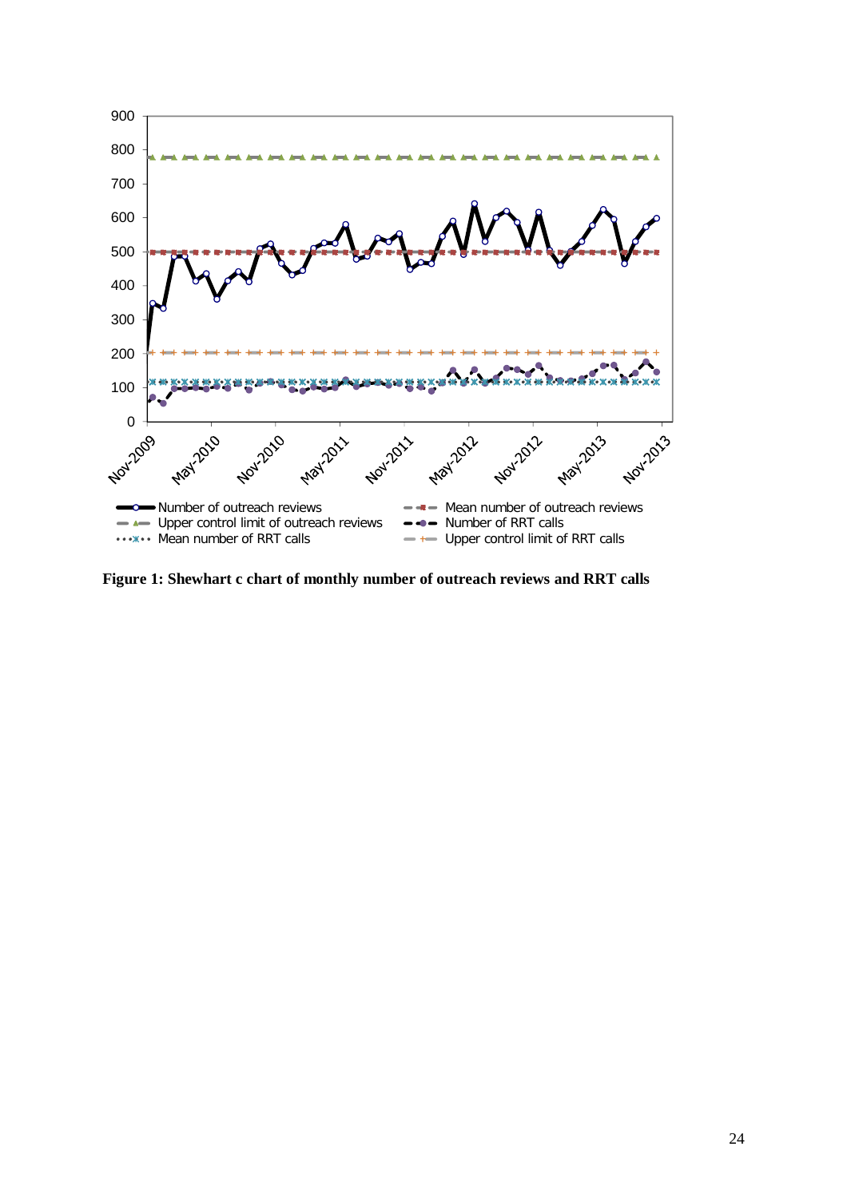**Figure 1: Shewhart c chart of monthly number of outreach reviews and RRT calls**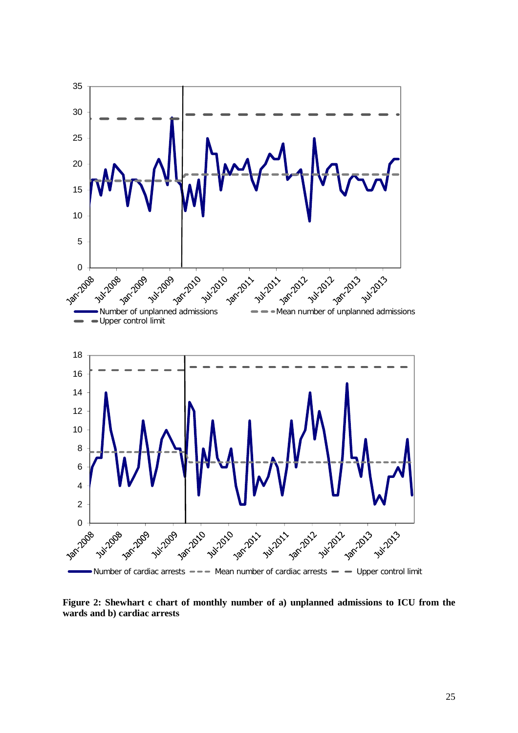35
30
25
20
15
10
5
0

Jan-2008 Jul-2008 Jan-2009 Jul-2009 Jan-2010 Jul-2010 Jan-2011 Jul-2011 Jan-2012 Jul-2012 Jan-2013 Jul-2013

Number of unplanned admissions
Mean number of unplanned admissions
Upper control limit

18
16
14
12
10
8
6
4
2
0

Jan-2008 Jul-2008 Jan-2009 Jul-2009 Jan-2010 Jul-2010 Jan-2011 Jul-2011 Jan-2012 Jul-2012 Jan-2013 Jul-2013

Number of cardiac arrests
Mean number of cardiac arrests
Upper control limit

**Figure 2: Shewhart c chart of monthly number of a) unplanned admissions to ICU from the wards and b) cardiac arrests**